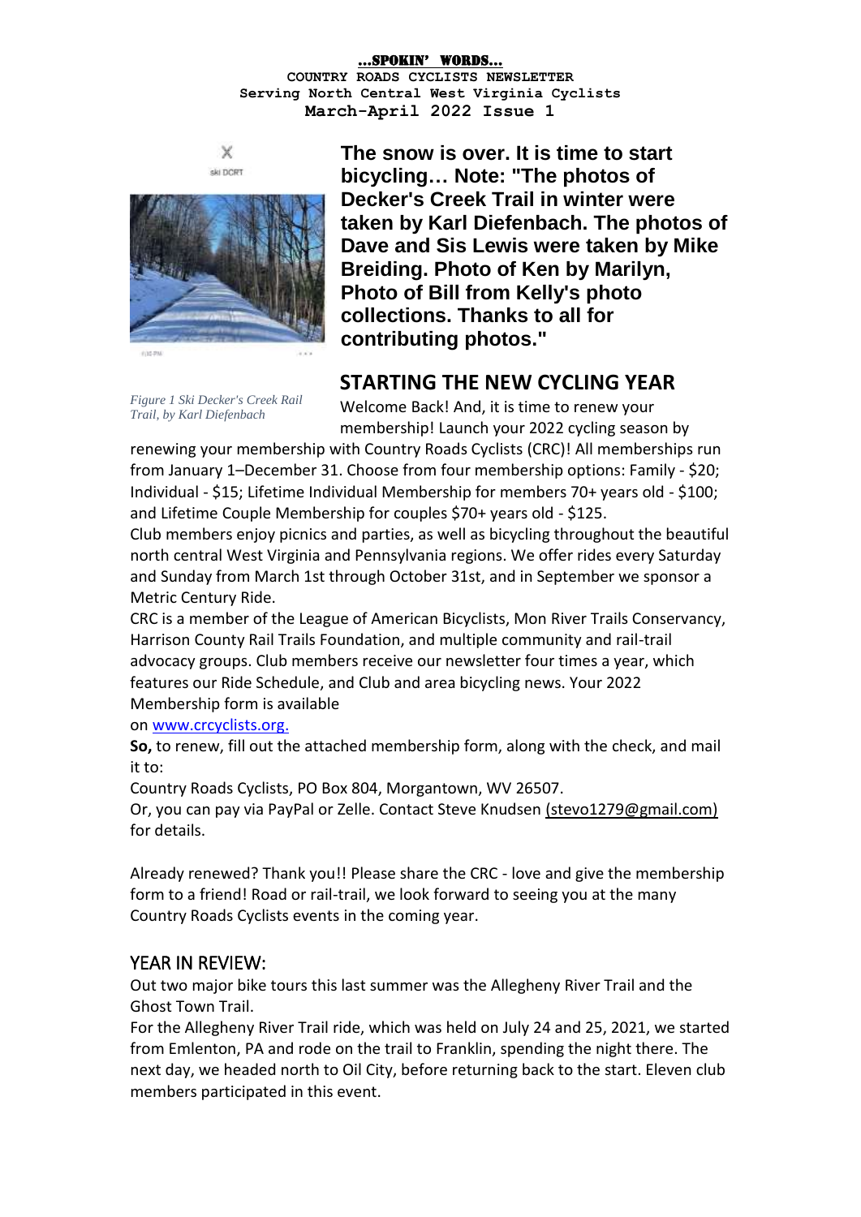**...SPOKIN' WORDS...**
**COUNTRY ROADS CYCLISTS NEWSLETTER**
**Serving North Central West Virginia Cyclists**
**March-April 2022 Issue 1**

*Figure 1 Ski Decker's Creek Rail Trail, by Karl Diefenbach*

**The snow is over. It is time to start bicycling… Note: "The photos of Decker's Creek Trail in winter were taken by Karl Diefenbach. The photos of Dave and Sis Lewis were taken by Mike Breiding. Photo of Ken by Marilyn, Photo of Bill from Kelly's photo collections. Thanks to all for contributing photos."**

## STARTING THE NEW CYCLING YEAR

Welcome Back! And, it is time to renew your membership! Launch your 2022 cycling season by renewing your membership with Country Roads Cyclists (CRC)! All memberships run from January 1–December 31. Choose from four membership options: Family - $20; Individual - $15; Lifetime Individual Membership for members 70+ years old - $100; and Lifetime Couple Membership for couples $70+ years old - $125.

Club members enjoy picnics and parties, as well as bicycling throughout the beautiful north central West Virginia and Pennsylvania regions. We offer rides every Saturday and Sunday from March 1st through October 31st, and in September we sponsor a Metric Century Ride.

CRC is a member of the League of American Bicyclists, Mon River Trails Conservancy, Harrison County Rail Trails Foundation, and multiple community and rail-trail advocacy groups. Club members receive our newsletter four times a year, which features our Ride Schedule, and Club and area bicycling news. Your 2022 Membership form is available on www.crcyclists.org.

**So,** to renew, fill out the attached membership form, along with the check, and mail it to:

Country Roads Cyclists, PO Box 804, Morgantown, WV 26507.

Or, you can pay via PayPal or Zelle. Contact Steve Knudsen (stevo1279@gmail.com) for details.

Already renewed? Thank you!! Please share the CRC - love and give the membership form to a friend! Road or rail-trail, we look forward to seeing you at the many Country Roads Cyclists events in the coming year.

## YEAR IN REVIEW:

Out two major bike tours this last summer was the Allegheny River Trail and the Ghost Town Trail.

For the Allegheny River Trail ride, which was held on July 24 and 25, 2021, we started from Emlenton, PA and rode on the trail to Franklin, spending the night there. The next day, we headed north to Oil City, before returning back to the start. Eleven club members participated in this event.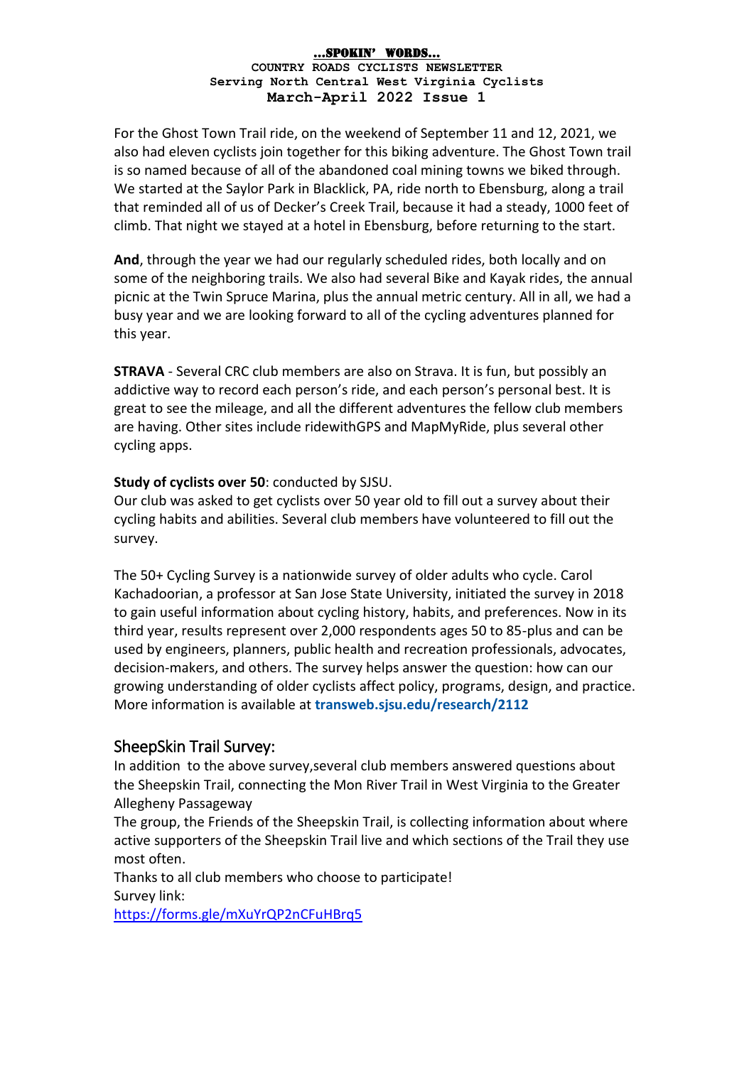For the Ghost Town Trail ride, on the weekend of September 11 and 12, 2021, we also had eleven cyclists join together for this biking adventure. The Ghost Town trail is so named because of all of the abandoned coal mining towns we biked through. We started at the Saylor Park in Blacklick, PA, ride north to Ebensburg, along a trail that reminded all of us of Decker's Creek Trail, because it had a steady, 1000 feet of climb. That night we stayed at a hotel in Ebensburg, before returning to the start.

**And**, through the year we had our regularly scheduled rides, both locally and on some of the neighboring trails. We also had several Bike and Kayak rides, the annual picnic at the Twin Spruce Marina, plus the annual metric century. All in all, we had a busy year and we are looking forward to all of the cycling adventures planned for this year.

**STRAVA** - Several CRC club members are also on Strava. It is fun, but possibly an addictive way to record each person's ride, and each person's personal best. It is great to see the mileage, and all the different adventures the fellow club members are having. Other sites include ridewithGPS and MapMyRide, plus several other cycling apps.

**Study of cyclists over 50**: conducted by SJSU.
Our club was asked to get cyclists over 50 year old to fill out a survey about their cycling habits and abilities. Several club members have volunteered to fill out the survey.

The 50+ Cycling Survey is a nationwide survey of older adults who cycle. Carol Kachadoorian, a professor at San Jose State University, initiated the survey in 2018 to gain useful information about cycling history, habits, and preferences. Now in its third year, results represent over 2,000 respondents ages 50 to 85-plus and can be used by engineers, planners, public health and recreation professionals, advocates, decision-makers, and others. The survey helps answer the question: how can our growing understanding of older cyclists affect policy, programs, design, and practice. More information is available at **transweb.sjsu.edu/research/2112**

## SheepSkin Trail Survey:

In addition to the above survey,several club members answered questions about the Sheepskin Trail, connecting the Mon River Trail in West Virginia to the Greater Allegheny Passageway
The group, the Friends of the Sheepskin Trail, is collecting information about where active supporters of the Sheepskin Trail live and which sections of the Trail they use most often.
Thanks to all club members who choose to participate!
Survey link:
https://forms.gle/mXuYrQP2nCFuHBrq5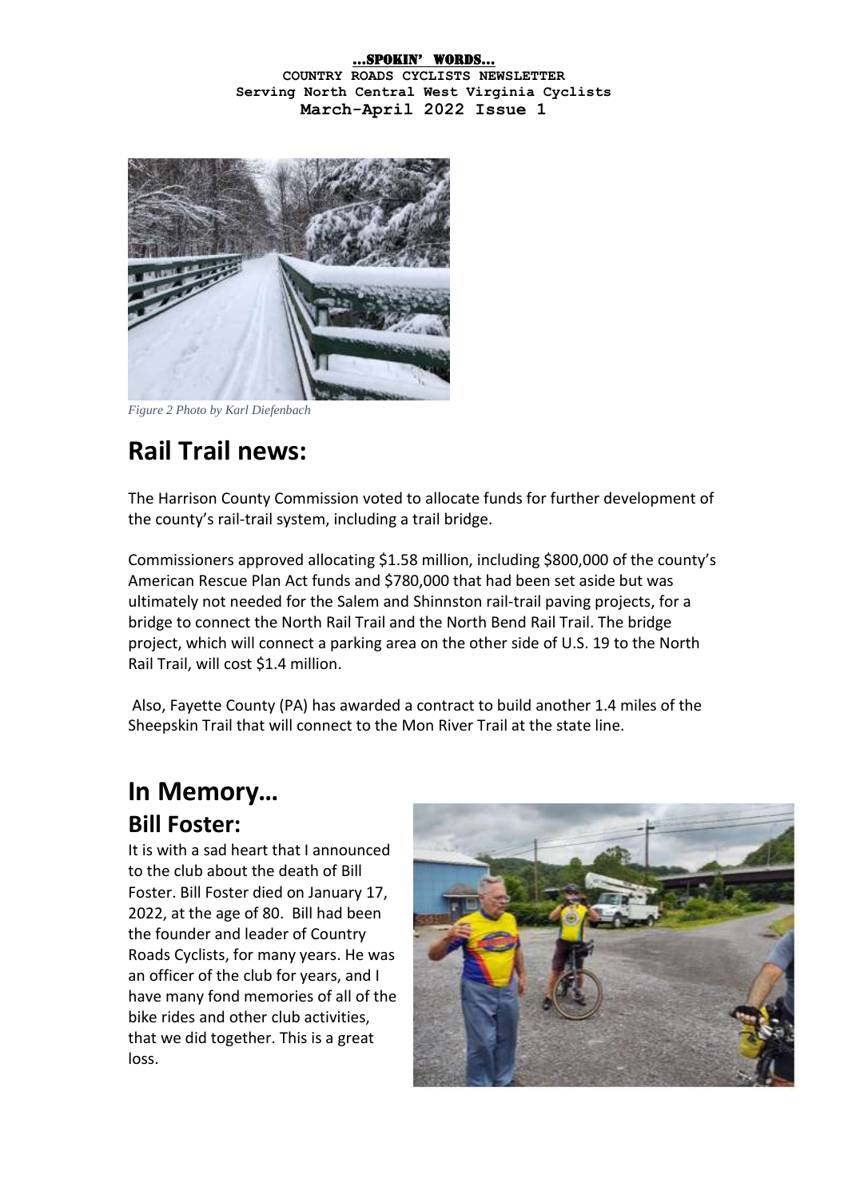**...SPOKIN' WORDS...**
**COUNTRY ROADS CYCLISTS NEWSLETTER**
**Serving North Central West Virginia Cyclists**
**March-April 2022 Issue 1**

*Figure 2 Photo by Karl Diefenbach*

# Rail Trail news:

The Harrison County Commission voted to allocate funds for further development of the county's rail-trail system, including a trail bridge.

Commissioners approved allocating $1.58 million, including $800,000 of the county's American Rescue Plan Act funds and $780,000 that had been set aside but was ultimately not needed for the Salem and Shinnston rail-trail paving projects, for a bridge to connect the North Rail Trail and the North Bend Rail Trail. The bridge project, which will connect a parking area on the other side of U.S. 19 to the North Rail Trail, will cost $1.4 million.

Also, Fayette County (PA) has awarded a contract to build another 1.4 miles of the Sheepskin Trail that will connect to the Mon River Trail at the state line.

# In Memory…

## Bill Foster:

It is with a sad heart that I announced to the club about the death of Bill Foster. Bill Foster died on January 17, 2022, at the age of 80. Bill had been the founder and leader of Country Roads Cyclists, for many years. He was an officer of the club for years, and I have many fond memories of all of the bike rides and other club activities, that we did together. This is a great loss.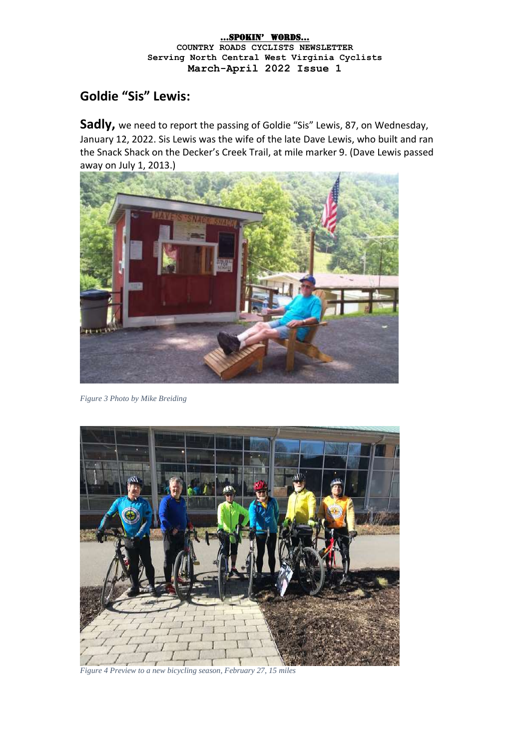## Goldie "Sis" Lewis:

**Sadly,** we need to report the passing of Goldie "Sis" Lewis, 87, on Wednesday, January 12, 2022. Sis Lewis was the wife of the late Dave Lewis, who built and ran the Snack Shack on the Decker's Creek Trail, at mile marker 9. (Dave Lewis passed away on July 1, 2013.)

*Figure 3 Photo by Mike Breiding*

*Figure 4 Preview to a new bicycling season, February 27, 15 miles*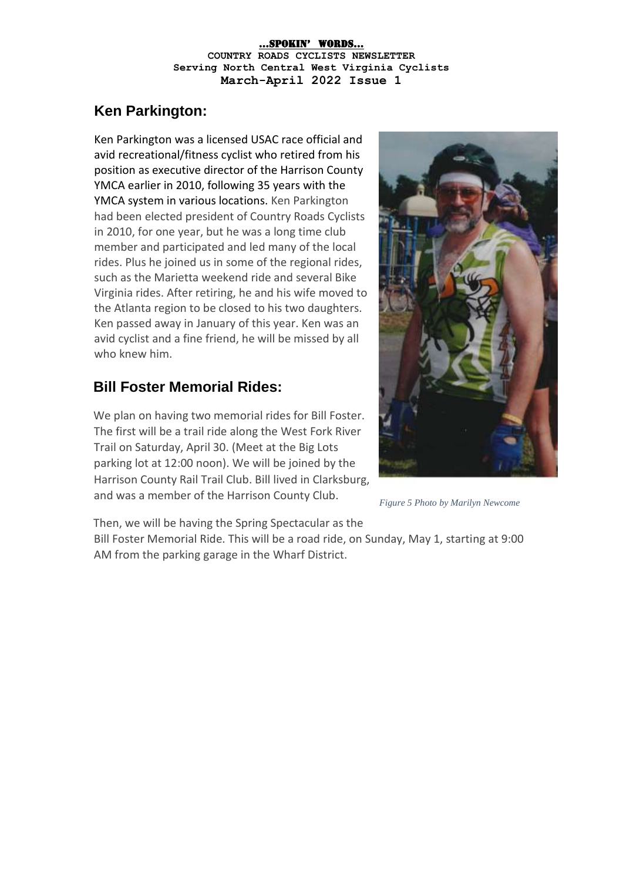## Ken Parkington:

Ken Parkington was a licensed USAC race official and avid recreational/fitness cyclist who retired from his position as executive director of the Harrison County YMCA earlier in 2010, following 35 years with the YMCA system in various locations. Ken Parkington had been elected president of Country Roads Cyclists in 2010, for one year, but he was a long time club member and participated and led many of the local rides. Plus he joined us in some of the regional rides, such as the Marietta weekend ride and several Bike Virginia rides. After retiring, he and his wife moved to the Atlanta region to be closed to his two daughters. Ken passed away in January of this year. Ken was an avid cyclist and a fine friend, he will be missed by all who knew him.

*Figure 5 Photo by Marilyn Newcome*

## Bill Foster Memorial Rides:

We plan on having two memorial rides for Bill Foster. The first will be a trail ride along the West Fork River Trail on Saturday, April 30. (Meet at the Big Lots parking lot at 12:00 noon). We will be joined by the Harrison County Rail Trail Club. Bill lived in Clarksburg, and was a member of the Harrison County Club.

Then, we will be having the Spring Spectacular as the Bill Foster Memorial Ride. This will be a road ride, on Sunday, May 1, starting at 9:00 AM from the parking garage in the Wharf District.